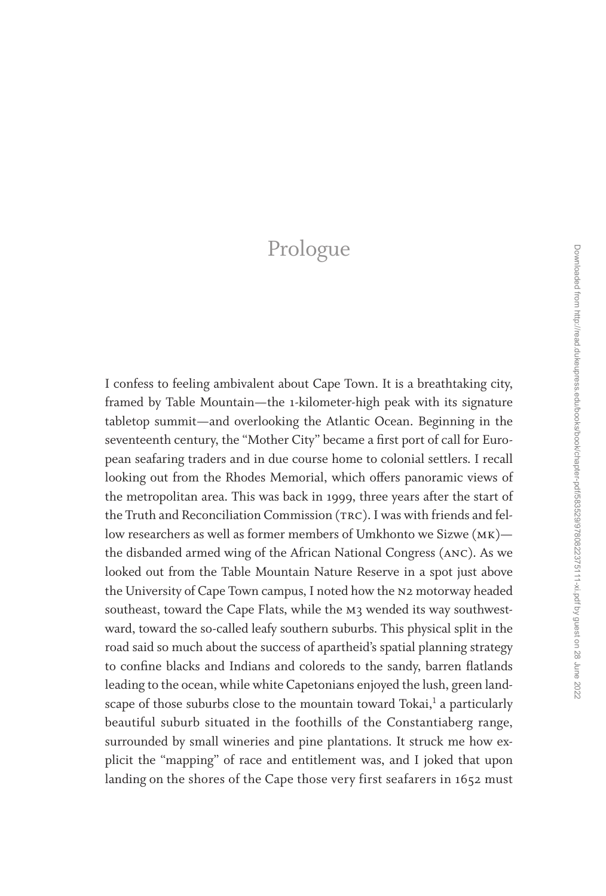# Prologue

I confess to feeling ambivalent about Cape Town. It is a breathtaking city, framed by Table Mountain—the 1-kilometer-high peak with its signature tabletop summit—and overlooking the Atlantic Ocean. Beginning in the seventeenth century, the "Mother City" became a first port of call for European seafaring traders and in due course home to colonial settlers. I recall looking out from the Rhodes Memorial, which offers panoramic views of the metropolitan area. This was back in 1999, three years after the start of the Truth and Reconciliation Commission (TRC). I was with friends and fellow researchers as well as former members of Umkhonto we Sizwe (MK)—the disbanded armed wing of the African National Congress (ANC). As we looked out from the Table Mountain Nature Reserve in a spot just above the University of Cape Town campus, I noted how the N2 motorway headed southeast, toward the Cape Flats, while the M3 wended its way southwestward, toward the so-called leafy southern suburbs. This physical split in the road said so much about the success of apartheid's spatial planning strategy to confine blacks and Indians and coloreds to the sandy, barren flatlands leading to the ocean, while white Capetonians enjoyed the lush, green landscape of those suburbs close to the mountain toward Tokai,[1] a particularly beautiful suburb situated in the foothills of the Constantiaberg range, surrounded by small wineries and pine plantations. It struck me how explicit the "mapping" of race and entitlement was, and I joked that upon landing on the shores of the Cape those very first seafarers in 1652 must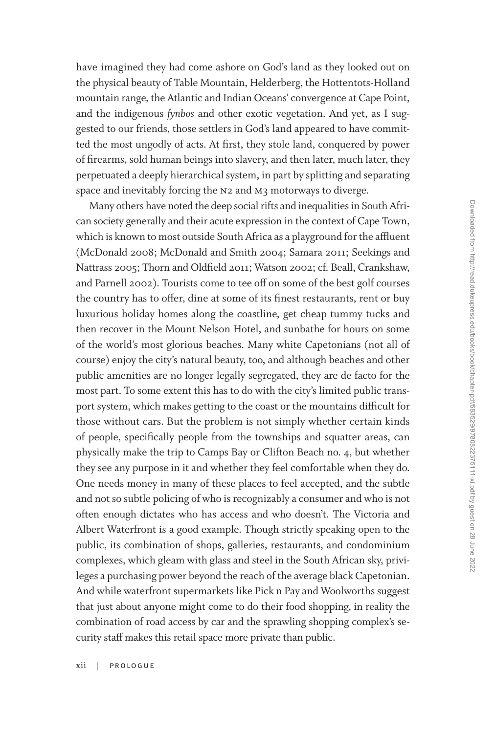have imagined they had come ashore on God's land as they looked out on the physical beauty of Table Mountain, Helderberg, the Hottentots-Holland mountain range, the Atlantic and Indian Oceans' convergence at Cape Point, and the indigenous *fynbos* and other exotic vegetation. And yet, as I suggested to our friends, those settlers in God's land appeared to have committed the most ungodly of acts. At first, they stole land, conquered by power of firearms, sold human beings into slavery, and then later, much later, they perpetuated a deeply hierarchical system, in part by splitting and separating space and inevitably forcing the N2 and M3 motorways to diverge.

Many others have noted the deep social rifts and inequalities in South African society generally and their acute expression in the context of Cape Town, which is known to most outside South Africa as a playground for the affluent (McDonald 2008; McDonald and Smith 2004; Samara 2011; Seekings and Nattrass 2005; Thorn and Oldfield 2011; Watson 2002; cf. Beall, Crankshaw, and Parnell 2002). Tourists come to tee off on some of the best golf courses the country has to offer, dine at some of its finest restaurants, rent or buy luxurious holiday homes along the coastline, get cheap tummy tucks and then recover in the Mount Nelson Hotel, and sunbathe for hours on some of the world's most glorious beaches. Many white Capetonians (not all of course) enjoy the city's natural beauty, too, and although beaches and other public amenities are no longer legally segregated, they are de facto for the most part. To some extent this has to do with the city's limited public transport system, which makes getting to the coast or the mountains difficult for those without cars. But the problem is not simply whether certain kinds of people, specifically people from the townships and squatter areas, can physically make the trip to Camps Bay or Clifton Beach no. 4, but whether they see any purpose in it and whether they feel comfortable when they do. One needs money in many of these places to feel accepted, and the subtle and not so subtle policing of who is recognizably a consumer and who is not often enough dictates who has access and who doesn't. The Victoria and Albert Waterfront is a good example. Though strictly speaking open to the public, its combination of shops, galleries, restaurants, and condominium complexes, which gleam with glass and steel in the South African sky, privileges a purchasing power beyond the reach of the average black Capetonian. And while waterfront supermarkets like Pick n Pay and Woolworths suggest that just about anyone might come to do their food shopping, in reality the combination of road access by car and the sprawling shopping complex's security staff makes this retail space more private than public.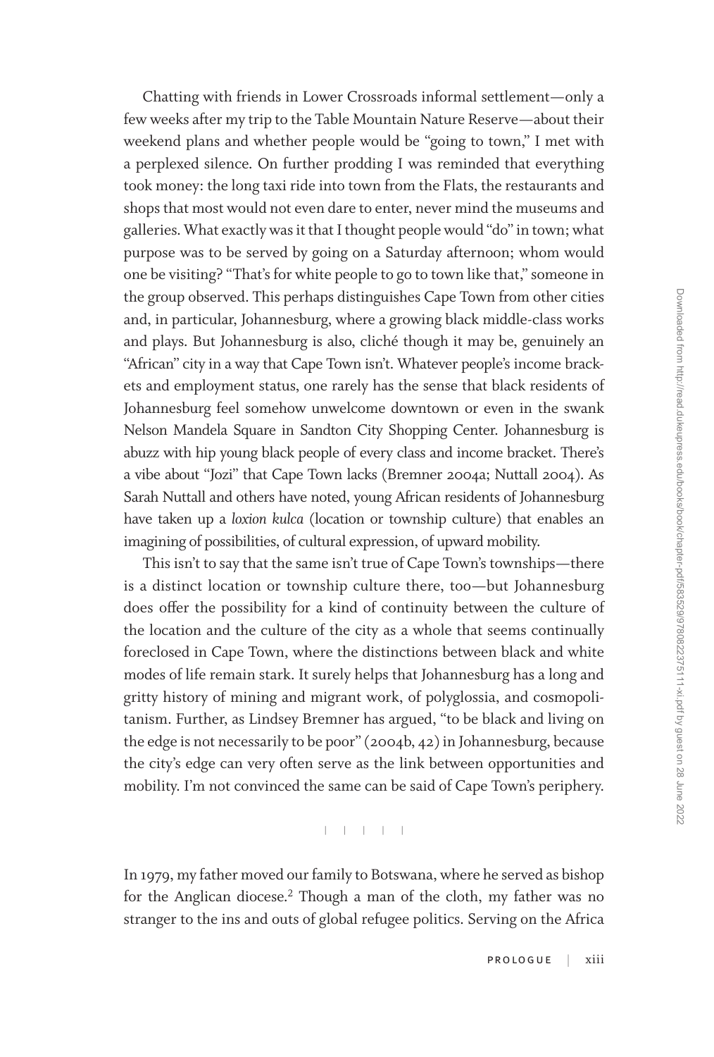Chatting with friends in Lower Crossroads informal settlement—only a few weeks after my trip to the Table Mountain Nature Reserve—about their weekend plans and whether people would be "going to town," I met with a perplexed silence. On further prodding I was reminded that everything took money: the long taxi ride into town from the Flats, the restaurants and shops that most would not even dare to enter, never mind the museums and galleries. What exactly was it that I thought people would "do" in town; what purpose was to be served by going on a Saturday afternoon; whom would one be visiting? "That's for white people to go to town like that," someone in the group observed. This perhaps distinguishes Cape Town from other cities and, in particular, Johannesburg, where a growing black middle-class works and plays. But Johannesburg is also, cliché though it may be, genuinely an "African" city in a way that Cape Town isn't. Whatever people's income brackets and employment status, one rarely has the sense that black residents of Johannesburg feel somehow unwelcome downtown or even in the swank Nelson Mandela Square in Sandton City Shopping Center. Johannesburg is abuzz with hip young black people of every class and income bracket. There's a vibe about "Jozi" that Cape Town lacks (Bremner 2004a; Nuttall 2004). As Sarah Nuttall and others have noted, young African residents of Johannesburg have taken up a *loxion kulca* (location or township culture) that enables an imagining of possibilities, of cultural expression, of upward mobility.

This isn't to say that the same isn't true of Cape Town's townships—there is a distinct location or township culture there, too—but Johannesburg does offer the possibility for a kind of continuity between the culture of the location and the culture of the city as a whole that seems continually foreclosed in Cape Town, where the distinctions between black and white modes of life remain stark. It surely helps that Johannesburg has a long and gritty history of mining and migrant work, of polyglossia, and cosmopolitanism. Further, as Lindsey Bremner has argued, "to be black and living on the edge is not necessarily to be poor" (2004b, 42) in Johannesburg, because the city's edge can very often serve as the link between opportunities and mobility. I'm not convinced the same can be said of Cape Town's periphery.

| | | | |

In 1979, my father moved our family to Botswana, where he served as bishop for the Anglican diocese.[2] Though a man of the cloth, my father was no stranger to the ins and outs of global refugee politics. Serving on the Africa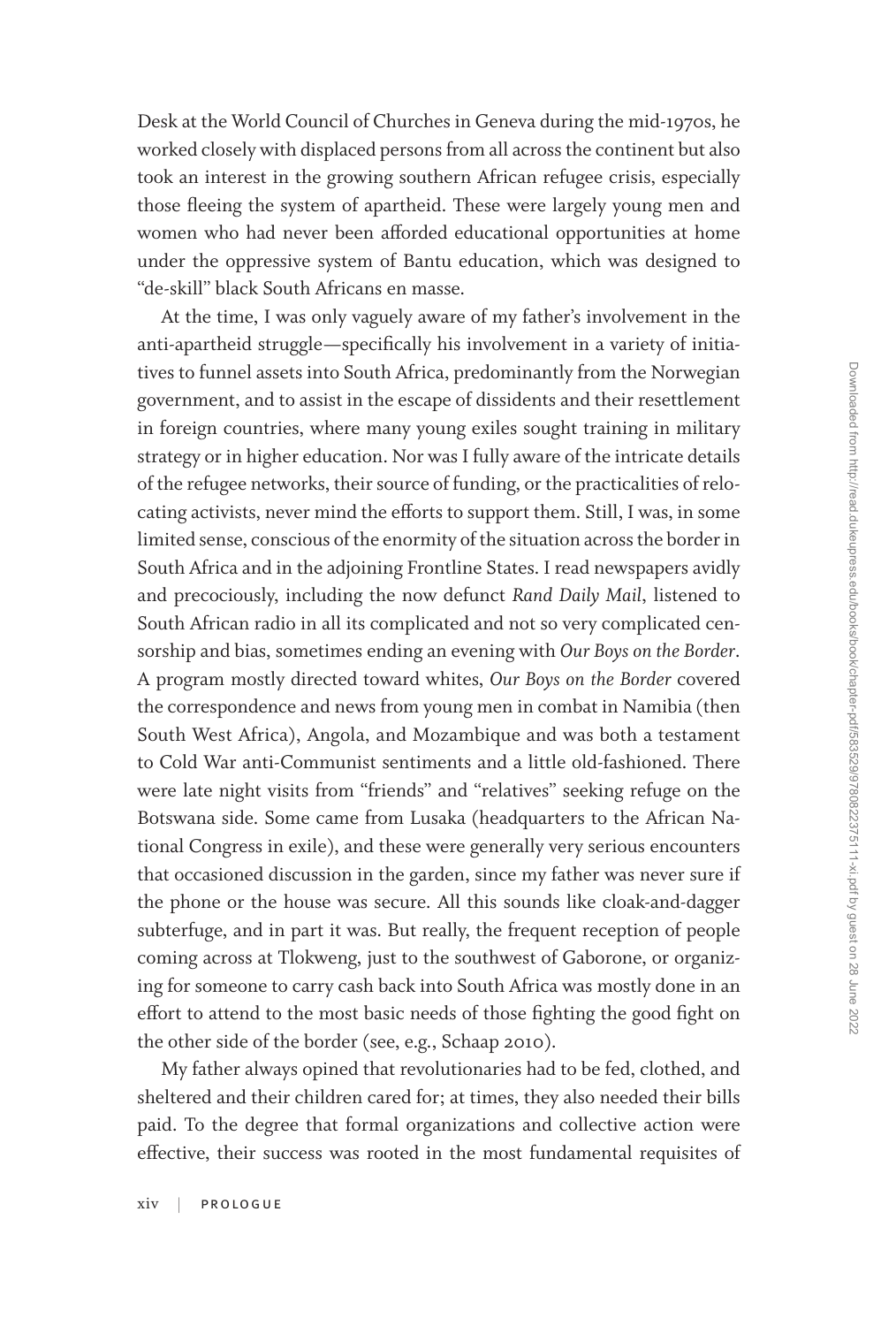Desk at the World Council of Churches in Geneva during the mid-1970s, he worked closely with displaced persons from all across the continent but also took an interest in the growing southern African refugee crisis, especially those fleeing the system of apartheid. These were largely young men and women who had never been afforded educational opportunities at home under the oppressive system of Bantu education, which was designed to "de-skill" black South Africans en masse.

At the time, I was only vaguely aware of my father's involvement in the anti-apartheid struggle—specifically his involvement in a variety of initiatives to funnel assets into South Africa, predominantly from the Norwegian government, and to assist in the escape of dissidents and their resettlement in foreign countries, where many young exiles sought training in military strategy or in higher education. Nor was I fully aware of the intricate details of the refugee networks, their source of funding, or the practicalities of relocating activists, never mind the efforts to support them. Still, I was, in some limited sense, conscious of the enormity of the situation across the border in South Africa and in the adjoining Frontline States. I read newspapers avidly and precociously, including the now defunct *Rand Daily Mail*, listened to South African radio in all its complicated and not so very complicated censorship and bias, sometimes ending an evening with *Our Boys on the Border*. A program mostly directed toward whites, *Our Boys on the Border* covered the correspondence and news from young men in combat in Namibia (then South West Africa), Angola, and Mozambique and was both a testament to Cold War anti-Communist sentiments and a little old-fashioned. There were late night visits from "friends" and "relatives" seeking refuge on the Botswana side. Some came from Lusaka (headquarters to the African National Congress in exile), and these were generally very serious encounters that occasioned discussion in the garden, since my father was never sure if the phone or the house was secure. All this sounds like cloak-and-dagger subterfuge, and in part it was. But really, the frequent reception of people coming across at Tlokweng, just to the southwest of Gaborone, or organizing for someone to carry cash back into South Africa was mostly done in an effort to attend to the most basic needs of those fighting the good fight on the other side of the border (see, e.g., Schaap 2010).

My father always opined that revolutionaries had to be fed, clothed, and sheltered and their children cared for; at times, they also needed their bills paid. To the degree that formal organizations and collective action were effective, their success was rooted in the most fundamental requisites of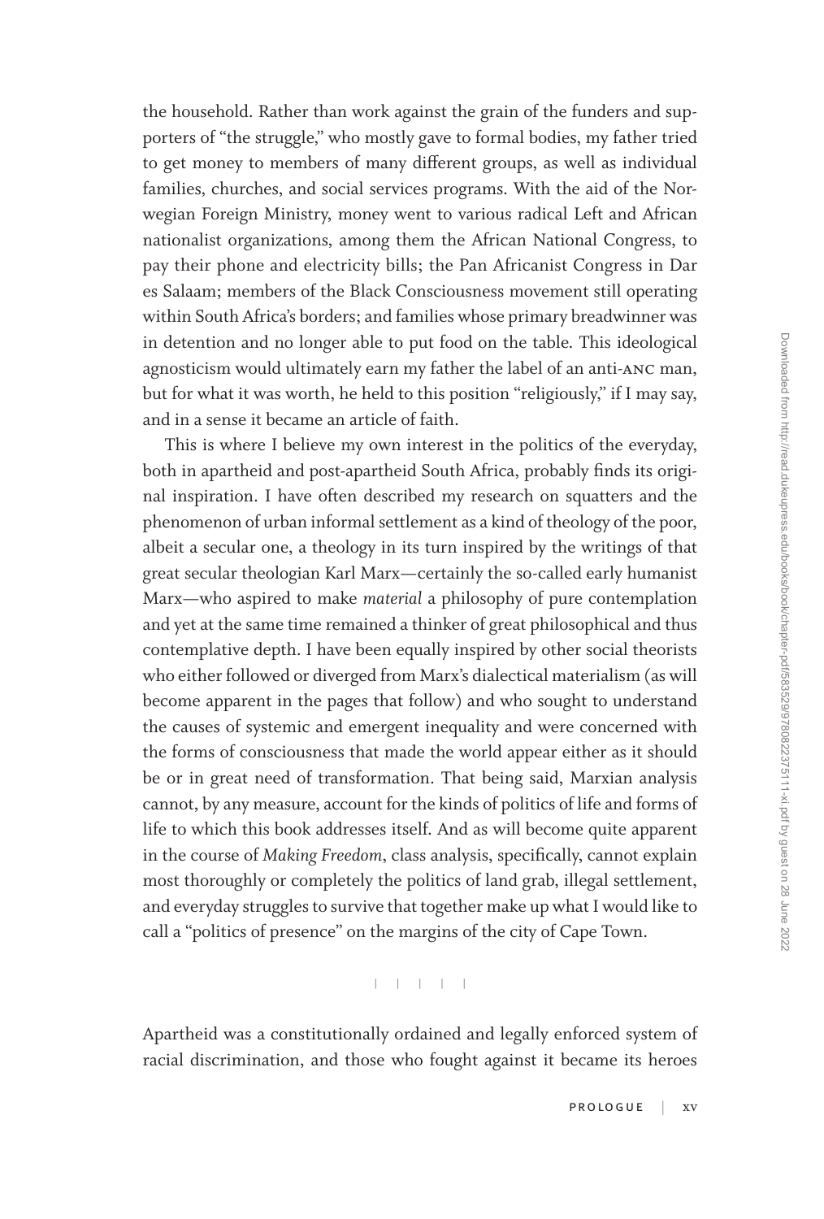the household. Rather than work against the grain of the funders and supporters of "the struggle," who mostly gave to formal bodies, my father tried to get money to members of many different groups, as well as individual families, churches, and social services programs. With the aid of the Norwegian Foreign Ministry, money went to various radical Left and African nationalist organizations, among them the African National Congress, to pay their phone and electricity bills; the Pan Africanist Congress in Dar es Salaam; members of the Black Consciousness movement still operating within South Africa's borders; and families whose primary breadwinner was in detention and no longer able to put food on the table. This ideological agnosticism would ultimately earn my father the label of an anti-ANC man, but for what it was worth, he held to this position "religiously," if I may say, and in a sense it became an article of faith.

This is where I believe my own interest in the politics of the everyday, both in apartheid and post-apartheid South Africa, probably finds its original inspiration. I have often described my research on squatters and the phenomenon of urban informal settlement as a kind of theology of the poor, albeit a secular one, a theology in its turn inspired by the writings of that great secular theologian Karl Marx—certainly the so-called early humanist Marx—who aspired to make *material* a philosophy of pure contemplation and yet at the same time remained a thinker of great philosophical and thus contemplative depth. I have been equally inspired by other social theorists who either followed or diverged from Marx's dialectical materialism (as will become apparent in the pages that follow) and who sought to understand the causes of systemic and emergent inequality and were concerned with the forms of consciousness that made the world appear either as it should be or in great need of transformation. That being said, Marxian analysis cannot, by any measure, account for the kinds of politics of life and forms of life to which this book addresses itself. And as will become quite apparent in the course of *Making Freedom*, class analysis, specifically, cannot explain most thoroughly or completely the politics of land grab, illegal settlement, and everyday struggles to survive that together make up what I would like to call a "politics of presence" on the margins of the city of Cape Town.

| | | | |

Apartheid was a constitutionally ordained and legally enforced system of racial discrimination, and those who fought against it became its heroes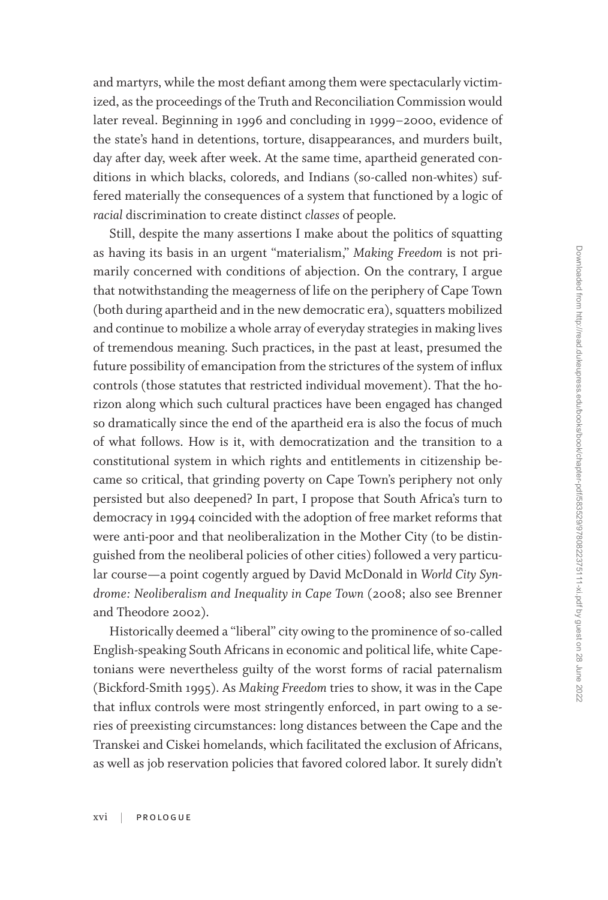and martyrs, while the most defiant among them were spectacularly victimized, as the proceedings of the Truth and Reconciliation Commission would later reveal. Beginning in 1996 and concluding in 1999–2000, evidence of the state's hand in detentions, torture, disappearances, and murders built, day after day, week after week. At the same time, apartheid generated conditions in which blacks, coloreds, and Indians (so-called non-whites) suffered materially the consequences of a system that functioned by a logic of *racial* discrimination to create distinct *classes* of people.

Still, despite the many assertions I make about the politics of squatting as having its basis in an urgent "materialism," *Making Freedom* is not primarily concerned with conditions of abjection. On the contrary, I argue that notwithstanding the meagerness of life on the periphery of Cape Town (both during apartheid and in the new democratic era), squatters mobilized and continue to mobilize a whole array of everyday strategies in making lives of tremendous meaning. Such practices, in the past at least, presumed the future possibility of emancipation from the strictures of the system of influx controls (those statutes that restricted individual movement). That the horizon along which such cultural practices have been engaged has changed so dramatically since the end of the apartheid era is also the focus of much of what follows. How is it, with democratization and the transition to a constitutional system in which rights and entitlements in citizenship became so critical, that grinding poverty on Cape Town's periphery not only persisted but also deepened? In part, I propose that South Africa's turn to democracy in 1994 coincided with the adoption of free market reforms that were anti-poor and that neoliberalization in the Mother City (to be distinguished from the neoliberal policies of other cities) followed a very particular course—a point cogently argued by David McDonald in *World City Syndrome: Neoliberalism and Inequality in Cape Town* (2008; also see Brenner and Theodore 2002).

Historically deemed a "liberal" city owing to the prominence of so-called English-speaking South Africans in economic and political life, white Capetonians were nevertheless guilty of the worst forms of racial paternalism (Bickford-Smith 1995). As *Making Freedom* tries to show, it was in the Cape that influx controls were most stringently enforced, in part owing to a series of preexisting circumstances: long distances between the Cape and the Transkei and Ciskei homelands, which facilitated the exclusion of Africans, as well as job reservation policies that favored colored labor. It surely didn't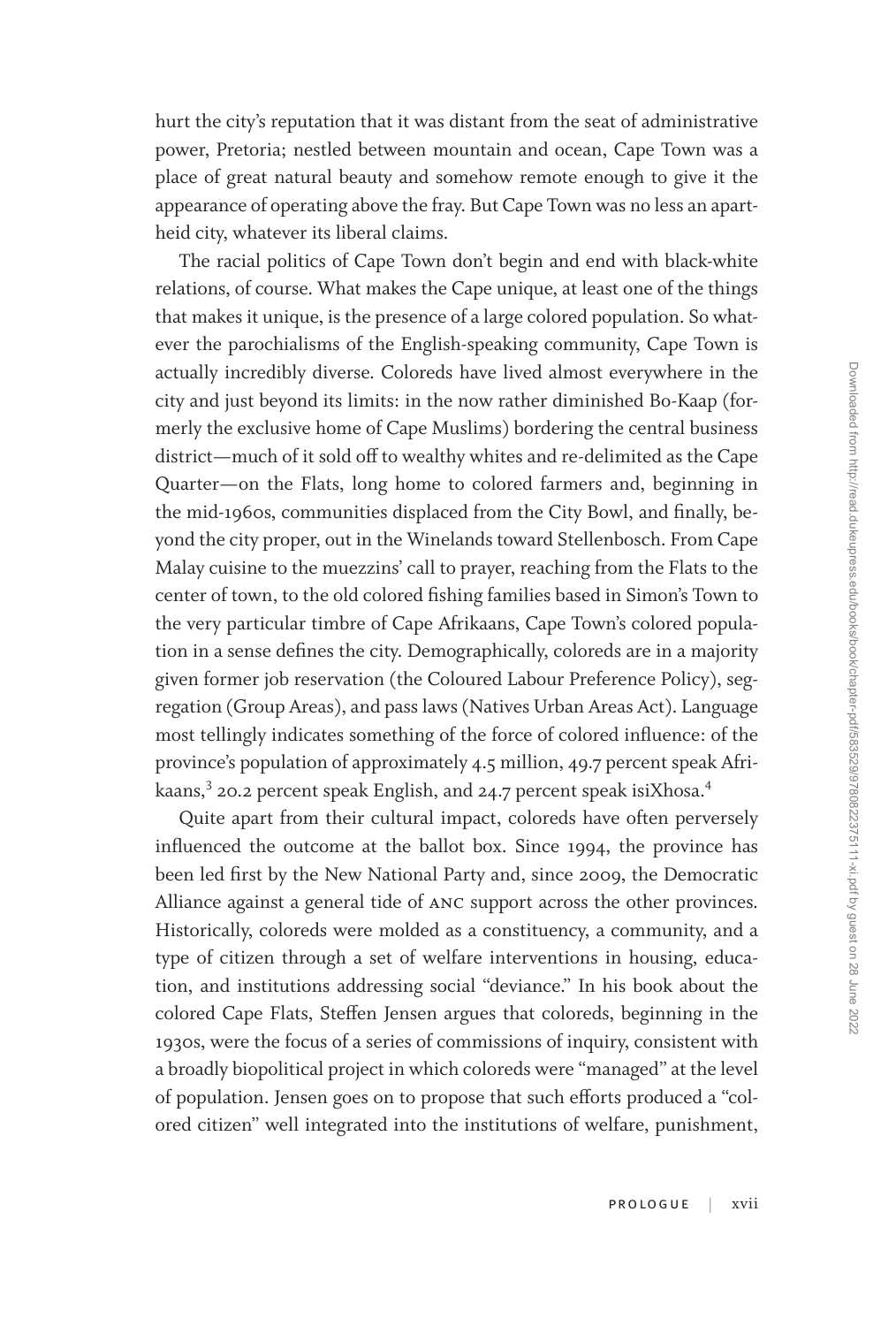hurt the city's reputation that it was distant from the seat of administrative power, Pretoria; nestled between mountain and ocean, Cape Town was a place of great natural beauty and somehow remote enough to give it the appearance of operating above the fray. But Cape Town was no less an apartheid city, whatever its liberal claims.

The racial politics of Cape Town don't begin and end with black-white relations, of course. What makes the Cape unique, at least one of the things that makes it unique, is the presence of a large colored population. So whatever the parochialisms of the English-speaking community, Cape Town is actually incredibly diverse. Coloreds have lived almost everywhere in the city and just beyond its limits: in the now rather diminished Bo-Kaap (formerly the exclusive home of Cape Muslims) bordering the central business district—much of it sold off to wealthy whites and re-delimited as the Cape Quarter—on the Flats, long home to colored farmers and, beginning in the mid-1960s, communities displaced from the City Bowl, and finally, beyond the city proper, out in the Winelands toward Stellenbosch. From Cape Malay cuisine to the muezzins' call to prayer, reaching from the Flats to the center of town, to the old colored fishing families based in Simon's Town to the very particular timbre of Cape Afrikaans, Cape Town's colored population in a sense defines the city. Demographically, coloreds are in a majority given former job reservation (the Coloured Labour Preference Policy), segregation (Group Areas), and pass laws (Natives Urban Areas Act). Language most tellingly indicates something of the force of colored influence: of the province's population of approximately 4.5 million, 49.7 percent speak Afrikaans,[3] 20.2 percent speak English, and 24.7 percent speak isiXhosa.[4]

Quite apart from their cultural impact, coloreds have often perversely influenced the outcome at the ballot box. Since 1994, the province has been led first by the New National Party and, since 2009, the Democratic Alliance against a general tide of ANC support across the other provinces. Historically, coloreds were molded as a constituency, a community, and a type of citizen through a set of welfare interventions in housing, education, and institutions addressing social "deviance." In his book about the colored Cape Flats, Steffen Jensen argues that coloreds, beginning in the 1930s, were the focus of a series of commissions of inquiry, consistent with a broadly biopolitical project in which coloreds were "managed" at the level of population. Jensen goes on to propose that such efforts produced a "colored citizen" well integrated into the institutions of welfare, punishment,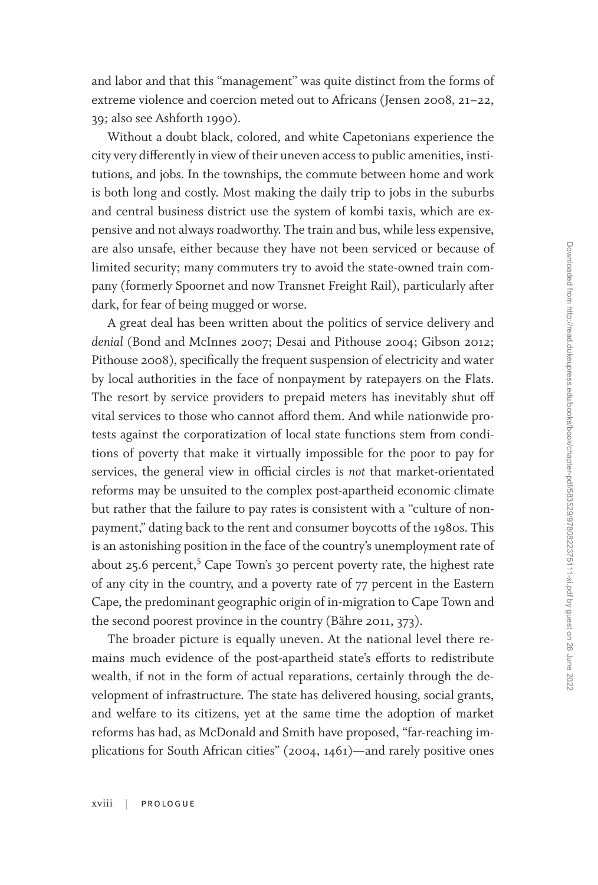and labor and that this "management" was quite distinct from the forms of extreme violence and coercion meted out to Africans (Jensen 2008, 21–22, 39; also see Ashforth 1990).

Without a doubt black, colored, and white Capetonians experience the city very differently in view of their uneven access to public amenities, institutions, and jobs. In the townships, the commute between home and work is both long and costly. Most making the daily trip to jobs in the suburbs and central business district use the system of kombi taxis, which are expensive and not always roadworthy. The train and bus, while less expensive, are also unsafe, either because they have not been serviced or because of limited security; many commuters try to avoid the state-owned train company (formerly Spoornet and now Transnet Freight Rail), particularly after dark, for fear of being mugged or worse.

A great deal has been written about the politics of service delivery and *denial* (Bond and McInnes 2007; Desai and Pithouse 2004; Gibson 2012; Pithouse 2008), specifically the frequent suspension of electricity and water by local authorities in the face of nonpayment by ratepayers on the Flats. The resort by service providers to prepaid meters has inevitably shut off vital services to those who cannot afford them. And while nationwide protests against the corporatization of local state functions stem from conditions of poverty that make it virtually impossible for the poor to pay for services, the general view in official circles is *not* that market-orientated reforms may be unsuited to the complex post-apartheid economic climate but rather that the failure to pay rates is consistent with a "culture of nonpayment," dating back to the rent and consumer boycotts of the 1980s. This is an astonishing position in the face of the country's unemployment rate of about 25.6 percent,[5] Cape Town's 30 percent poverty rate, the highest rate of any city in the country, and a poverty rate of 77 percent in the Eastern Cape, the predominant geographic origin of in-migration to Cape Town and the second poorest province in the country (Bähre 2011, 373).

The broader picture is equally uneven. At the national level there remains much evidence of the post-apartheid state's efforts to redistribute wealth, if not in the form of actual reparations, certainly through the development of infrastructure. The state has delivered housing, social grants, and welfare to its citizens, yet at the same time the adoption of market reforms has had, as McDonald and Smith have proposed, "far-reaching implications for South African cities" (2004, 1461)—and rarely positive ones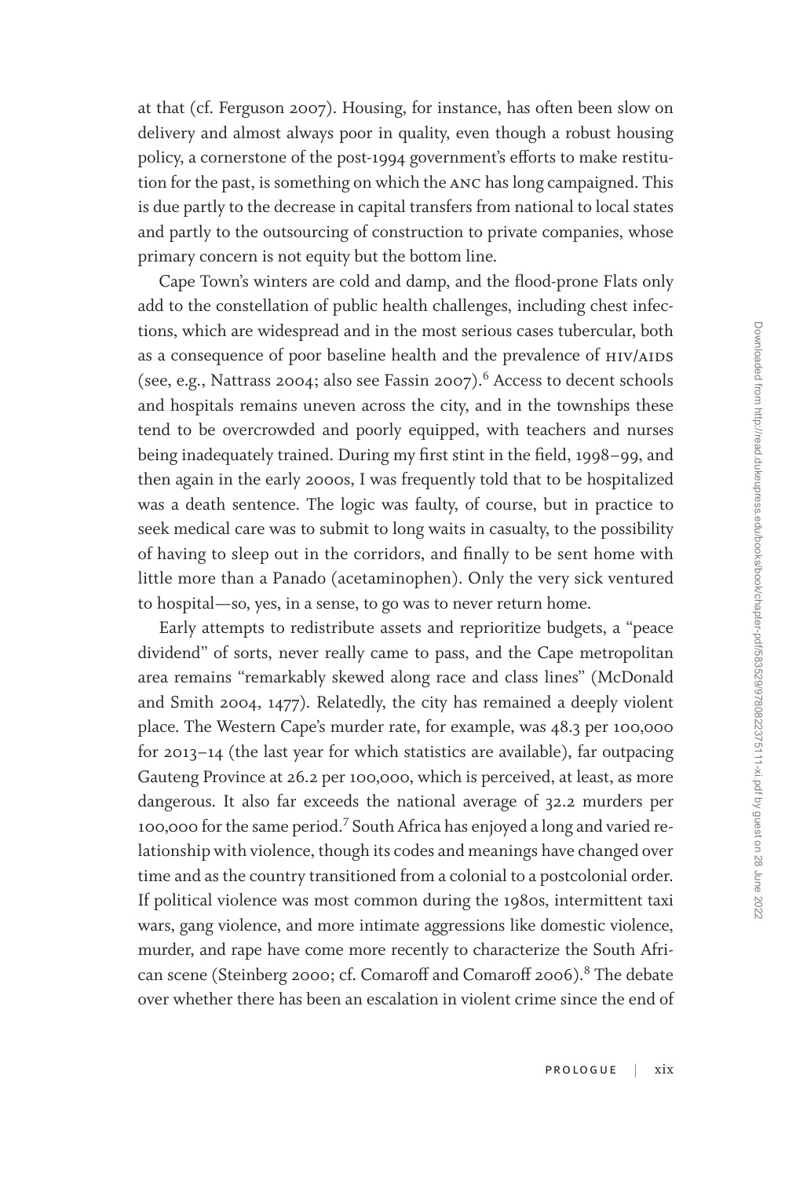at that (cf. Ferguson 2007). Housing, for instance, has often been slow on delivery and almost always poor in quality, even though a robust housing policy, a cornerstone of the post-1994 government's efforts to make restitution for the past, is something on which the ANC has long campaigned. This is due partly to the decrease in capital transfers from national to local states and partly to the outsourcing of construction to private companies, whose primary concern is not equity but the bottom line.

Cape Town's winters are cold and damp, and the flood-prone Flats only add to the constellation of public health challenges, including chest infections, which are widespread and in the most serious cases tubercular, both as a consequence of poor baseline health and the prevalence of HIV/AIDS (see, e.g., Nattrass 2004; also see Fassin 2007).[6] Access to decent schools and hospitals remains uneven across the city, and in the townships these tend to be overcrowded and poorly equipped, with teachers and nurses being inadequately trained. During my first stint in the field, 1998–99, and then again in the early 2000s, I was frequently told that to be hospitalized was a death sentence. The logic was faulty, of course, but in practice to seek medical care was to submit to long waits in casualty, to the possibility of having to sleep out in the corridors, and finally to be sent home with little more than a Panado (acetaminophen). Only the very sick ventured to hospital—so, yes, in a sense, to go was to never return home.

Early attempts to redistribute assets and reprioritize budgets, a "peace dividend" of sorts, never really came to pass, and the Cape metropolitan area remains "remarkably skewed along race and class lines" (McDonald and Smith 2004, 1477). Relatedly, the city has remained a deeply violent place. The Western Cape's murder rate, for example, was 48.3 per 100,000 for 2013–14 (the last year for which statistics are available), far outpacing Gauteng Province at 26.2 per 100,000, which is perceived, at least, as more dangerous. It also far exceeds the national average of 32.2 murders per 100,000 for the same period.[7] South Africa has enjoyed a long and varied relationship with violence, though its codes and meanings have changed over time and as the country transitioned from a colonial to a postcolonial order. If political violence was most common during the 1980s, intermittent taxi wars, gang violence, and more intimate aggressions like domestic violence, murder, and rape have come more recently to characterize the South African scene (Steinberg 2000; cf. Comaroff and Comaroff 2006).[8] The debate over whether there has been an escalation in violent crime since the end of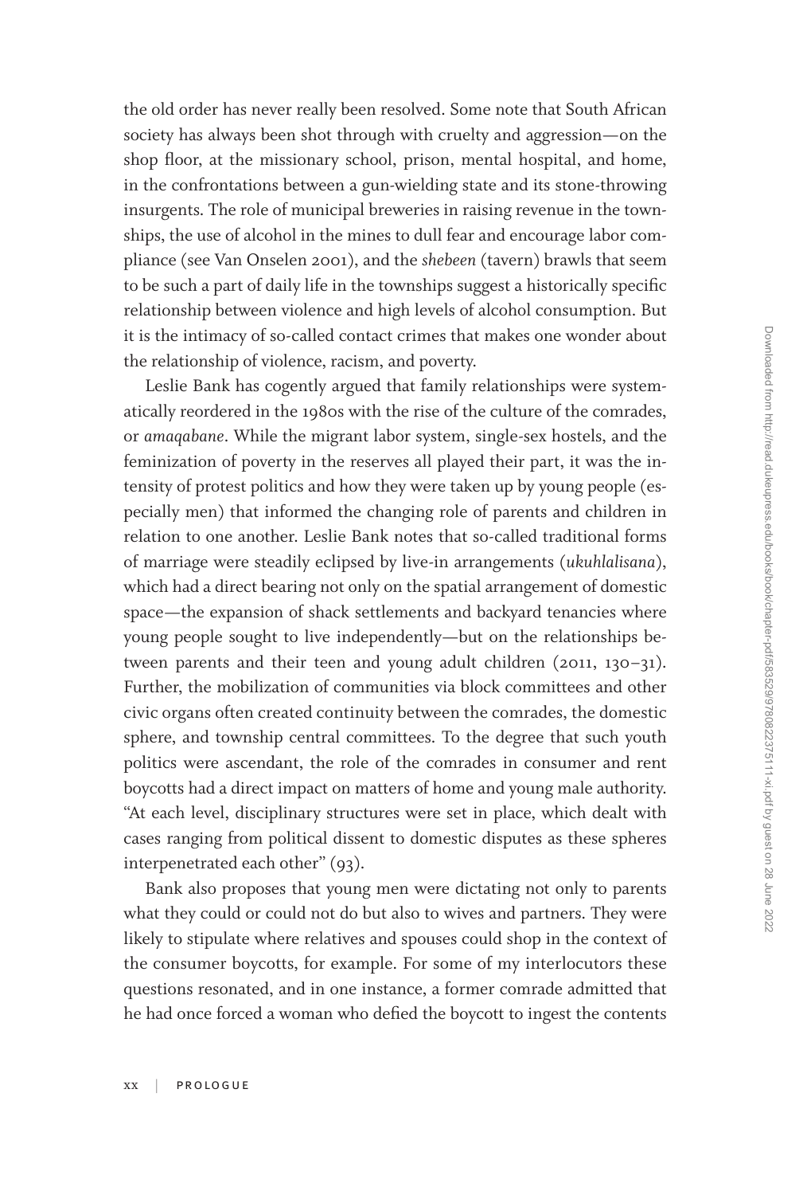the old order has never really been resolved. Some note that South African society has always been shot through with cruelty and aggression—on the shop floor, at the missionary school, prison, mental hospital, and home, in the confrontations between a gun-wielding state and its stone-throwing insurgents. The role of municipal breweries in raising revenue in the townships, the use of alcohol in the mines to dull fear and encourage labor compliance (see Van Onselen 2001), and the *shebeen* (tavern) brawls that seem to be such a part of daily life in the townships suggest a historically specific relationship between violence and high levels of alcohol consumption. But it is the intimacy of so-called contact crimes that makes one wonder about the relationship of violence, racism, and poverty.

Leslie Bank has cogently argued that family relationships were systematically reordered in the 1980s with the rise of the culture of the comrades, or *amaqabane*. While the migrant labor system, single-sex hostels, and the feminization of poverty in the reserves all played their part, it was the intensity of protest politics and how they were taken up by young people (especially men) that informed the changing role of parents and children in relation to one another. Leslie Bank notes that so-called traditional forms of marriage were steadily eclipsed by live-in arrangements (*ukuhlalisana*), which had a direct bearing not only on the spatial arrangement of domestic space—the expansion of shack settlements and backyard tenancies where young people sought to live independently—but on the relationships between parents and their teen and young adult children (2011, 130–31). Further, the mobilization of communities via block committees and other civic organs often created continuity between the comrades, the domestic sphere, and township central committees. To the degree that such youth politics were ascendant, the role of the comrades in consumer and rent boycotts had a direct impact on matters of home and young male authority. "At each level, disciplinary structures were set in place, which dealt with cases ranging from political dissent to domestic disputes as these spheres interpenetrated each other" (93).

Bank also proposes that young men were dictating not only to parents what they could or could not do but also to wives and partners. They were likely to stipulate where relatives and spouses could shop in the context of the consumer boycotts, for example. For some of my interlocutors these questions resonated, and in one instance, a former comrade admitted that he had once forced a woman who defied the boycott to ingest the contents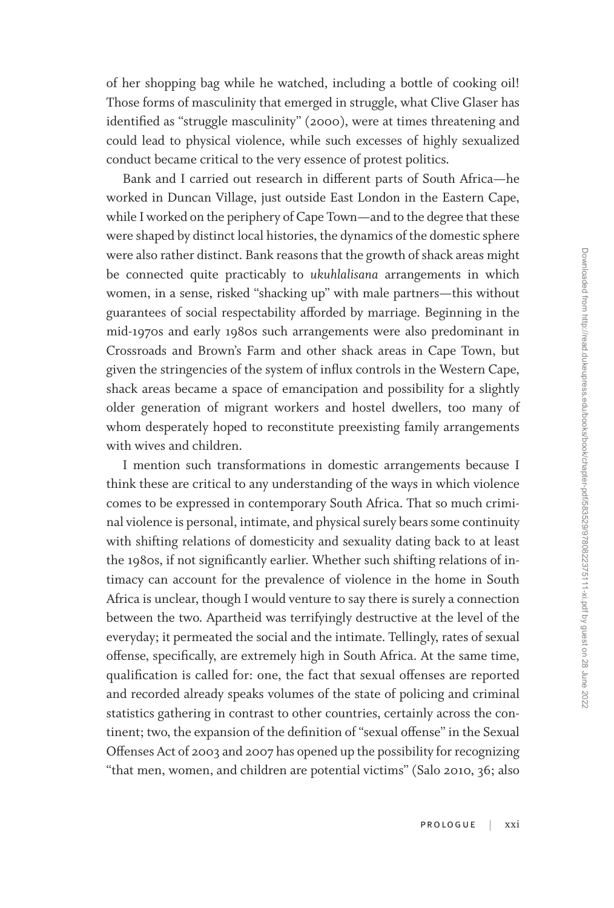of her shopping bag while he watched, including a bottle of cooking oil! Those forms of masculinity that emerged in struggle, what Clive Glaser has identified as "struggle masculinity" (2000), were at times threatening and could lead to physical violence, while such excesses of highly sexualized conduct became critical to the very essence of protest politics.

Bank and I carried out research in different parts of South Africa—he worked in Duncan Village, just outside East London in the Eastern Cape, while I worked on the periphery of Cape Town—and to the degree that these were shaped by distinct local histories, the dynamics of the domestic sphere were also rather distinct. Bank reasons that the growth of shack areas might be connected quite practicably to *ukuhlalisana* arrangements in which women, in a sense, risked "shacking up" with male partners—this without guarantees of social respectability afforded by marriage. Beginning in the mid-1970s and early 1980s such arrangements were also predominant in Crossroads and Brown's Farm and other shack areas in Cape Town, but given the stringencies of the system of influx controls in the Western Cape, shack areas became a space of emancipation and possibility for a slightly older generation of migrant workers and hostel dwellers, too many of whom desperately hoped to reconstitute preexisting family arrangements with wives and children.

I mention such transformations in domestic arrangements because I think these are critical to any understanding of the ways in which violence comes to be expressed in contemporary South Africa. That so much criminal violence is personal, intimate, and physical surely bears some continuity with shifting relations of domesticity and sexuality dating back to at least the 1980s, if not significantly earlier. Whether such shifting relations of intimacy can account for the prevalence of violence in the home in South Africa is unclear, though I would venture to say there is surely a connection between the two. Apartheid was terrifyingly destructive at the level of the everyday; it permeated the social and the intimate. Tellingly, rates of sexual offense, specifically, are extremely high in South Africa. At the same time, qualification is called for: one, the fact that sexual offenses are reported and recorded already speaks volumes of the state of policing and criminal statistics gathering in contrast to other countries, certainly across the continent; two, the expansion of the definition of "sexual offense" in the Sexual Offenses Act of 2003 and 2007 has opened up the possibility for recognizing "that men, women, and children are potential victims" (Salo 2010, 36; also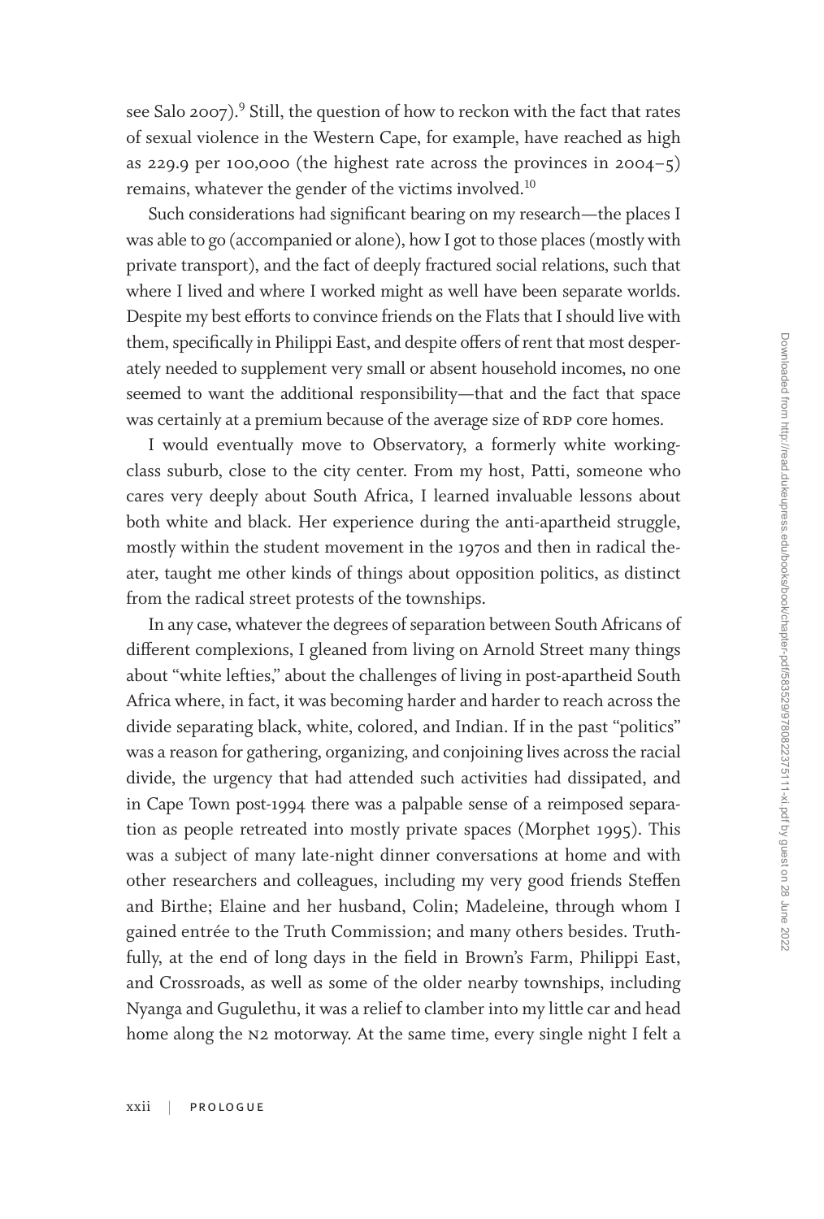see Salo 2007).[9] Still, the question of how to reckon with the fact that rates of sexual violence in the Western Cape, for example, have reached as high as 229.9 per 100,000 (the highest rate across the provinces in 2004–5) remains, whatever the gender of the victims involved.[10]

Such considerations had significant bearing on my research—the places I was able to go (accompanied or alone), how I got to those places (mostly with private transport), and the fact of deeply fractured social relations, such that where I lived and where I worked might as well have been separate worlds. Despite my best efforts to convince friends on the Flats that I should live with them, specifically in Philippi East, and despite offers of rent that most desperately needed to supplement very small or absent household incomes, no one seemed to want the additional responsibility—that and the fact that space was certainly at a premium because of the average size of RDP core homes.

I would eventually move to Observatory, a formerly white working-class suburb, close to the city center. From my host, Patti, someone who cares very deeply about South Africa, I learned invaluable lessons about both white and black. Her experience during the anti-apartheid struggle, mostly within the student movement in the 1970s and then in radical theater, taught me other kinds of things about opposition politics, as distinct from the radical street protests of the townships.

In any case, whatever the degrees of separation between South Africans of different complexions, I gleaned from living on Arnold Street many things about "white lefties," about the challenges of living in post-apartheid South Africa where, in fact, it was becoming harder and harder to reach across the divide separating black, white, colored, and Indian. If in the past "politics" was a reason for gathering, organizing, and conjoining lives across the racial divide, the urgency that had attended such activities had dissipated, and in Cape Town post-1994 there was a palpable sense of a reimposed separation as people retreated into mostly private spaces (Morphet 1995). This was a subject of many late-night dinner conversations at home and with other researchers and colleagues, including my very good friends Steffen and Birthe; Elaine and her husband, Colin; Madeleine, through whom I gained entrée to the Truth Commission; and many others besides. Truthfully, at the end of long days in the field in Brown's Farm, Philippi East, and Crossroads, as well as some of the older nearby townships, including Nyanga and Gugulethu, it was a relief to clamber into my little car and head home along the N2 motorway. At the same time, every single night I felt a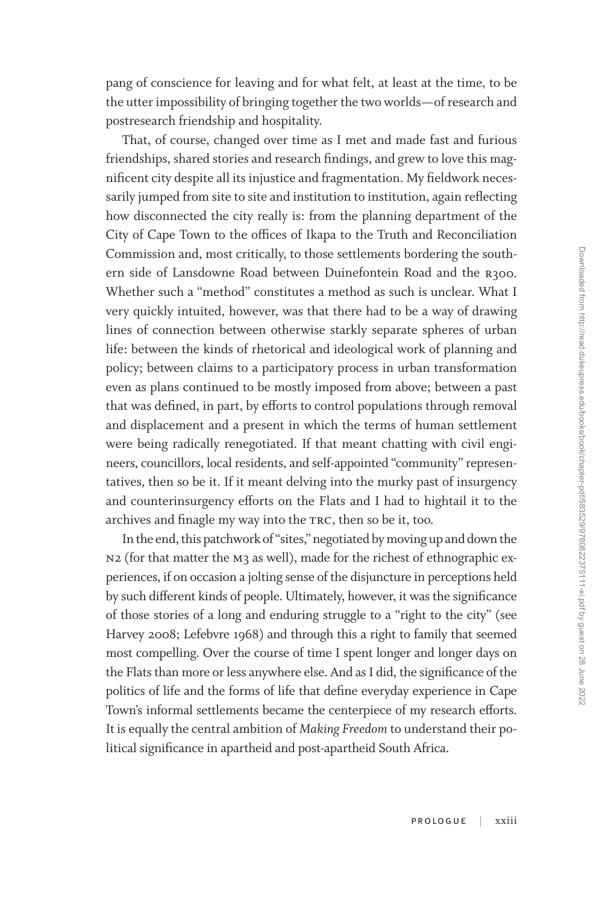pang of conscience for leaving and for what felt, at least at the time, to be the utter impossibility of bringing together the two worlds—of research and postresearch friendship and hospitality.

That, of course, changed over time as I met and made fast and furious friendships, shared stories and research findings, and grew to love this magnificent city despite all its injustice and fragmentation. My fieldwork necessarily jumped from site to site and institution to institution, again reflecting how disconnected the city really is: from the planning department of the City of Cape Town to the offices of Ikapa to the Truth and Reconciliation Commission and, most critically, to those settlements bordering the southern side of Lansdowne Road between Duinefontein Road and the R300. Whether such a "method" constitutes a method as such is unclear. What I very quickly intuited, however, was that there had to be a way of drawing lines of connection between otherwise starkly separate spheres of urban life: between the kinds of rhetorical and ideological work of planning and policy; between claims to a participatory process in urban transformation even as plans continued to be mostly imposed from above; between a past that was defined, in part, by efforts to control populations through removal and displacement and a present in which the terms of human settlement were being radically renegotiated. If that meant chatting with civil engineers, councillors, local residents, and self-appointed "community" representatives, then so be it. If it meant delving into the murky past of insurgency and counterinsurgency efforts on the Flats and I had to hightail it to the archives and finagle my way into the TRC, then so be it, too.

In the end, this patchwork of "sites," negotiated by moving up and down the N2 (for that matter the M3 as well), made for the richest of ethnographic experiences, if on occasion a jolting sense of the disjuncture in perceptions held by such different kinds of people. Ultimately, however, it was the significance of those stories of a long and enduring struggle to a "right to the city" (see Harvey 2008; Lefebvre 1968) and through this a right to family that seemed most compelling. Over the course of time I spent longer and longer days on the Flats than more or less anywhere else. And as I did, the significance of the politics of life and the forms of life that define everyday experience in Cape Town's informal settlements became the centerpiece of my research efforts. It is equally the central ambition of *Making Freedom* to understand their political significance in apartheid and post-apartheid South Africa.